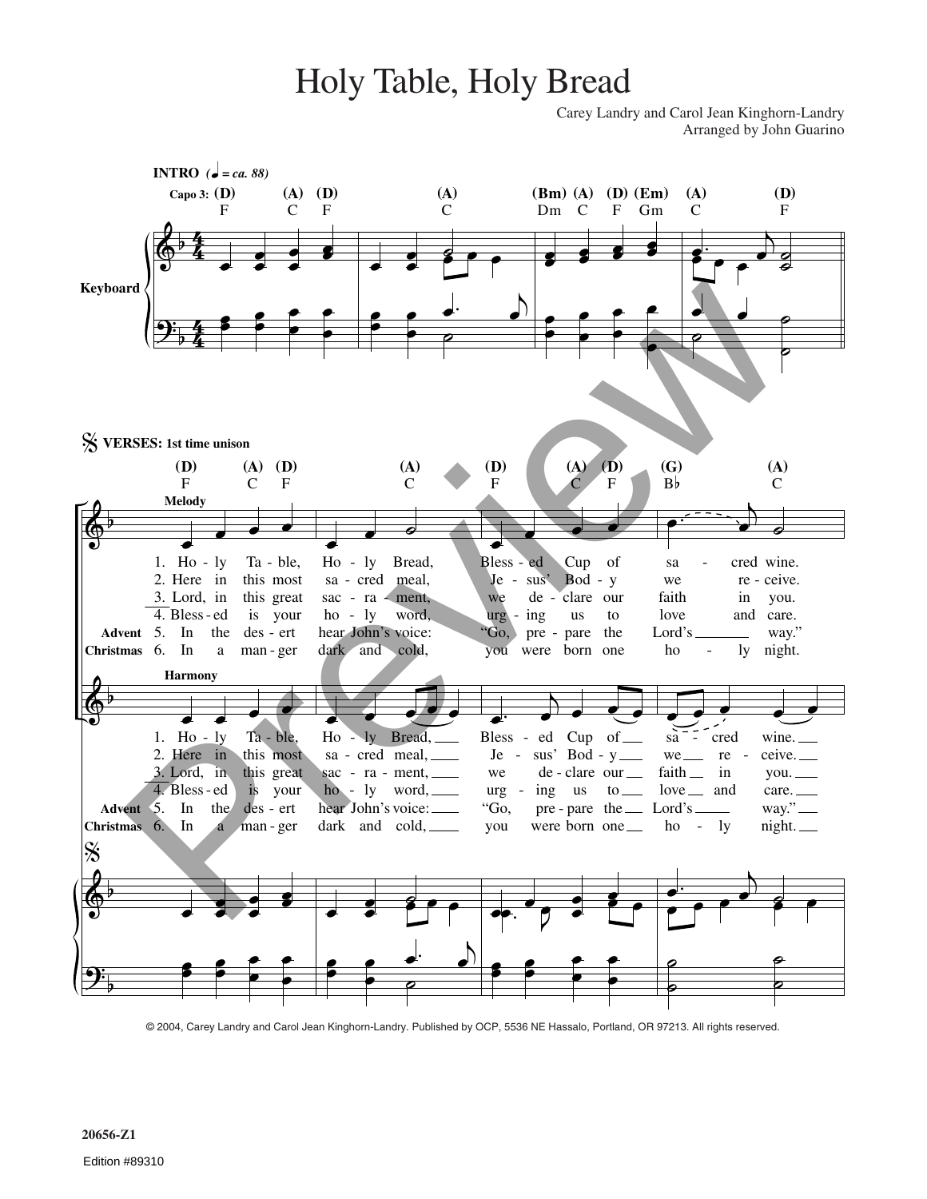# Holy Table, Holy Bread

Carey Landry and Carol Jean Kinghorn-Landry
Arranged by John Guarino

**INTRO** (♩ = ca. 88)

Capo 3: (D) F (A) C (D) F (A) C (Bm) Dm (A) C (D) F (Em) Gm (A) C (D) F

Keyboard

**VERSES: 1st time unison**

(D) F (A) C (D) F (A) C (D) F (A) C (D) F (G) B♭ (A) C

Melody

1. Ho - ly Ta - ble, Ho - ly Bread, Bless - ed Cup of sa - cred wine.
2. Here in this most sa - cred meal, Je - sus' Bod - y we re - ceive.
3. Lord, in this great sac - ra - ment, we de - clare our faith in you.
4. Bless - ed is your ho - ly word, urg - ing us to love and care.

Advent 5. In the des - ert hear John's voice: "Go, pre - pare the Lord's way."

Christmas 6. In a man - ger dark and cold, you were born one ho - ly night.

Harmony

1. Ho - ly Ta - ble, Ho - ly Bread, Bless - ed Cup of sa - cred wine.
2. Here in this most sa - cred meal, Je - sus' Bod - y we re - ceive.
3. Lord, in this great sac - ra - ment, we de - clare our faith in you.
4. Bless - ed is your ho - ly word, urg - ing us to love and care.

Advent 5. In the des - ert hear John's voice: "Go, pre - pare the Lord's way."

Christmas 6. In a man - ger dark and cold, you were born one ho - ly night.

© 2004, Carey Landry and Carol Jean Kinghorn-Landry. Published by OCP, 5536 NE Hassalo, Portland, OR 97213. All rights reserved.

20656-Z1

Edition #89310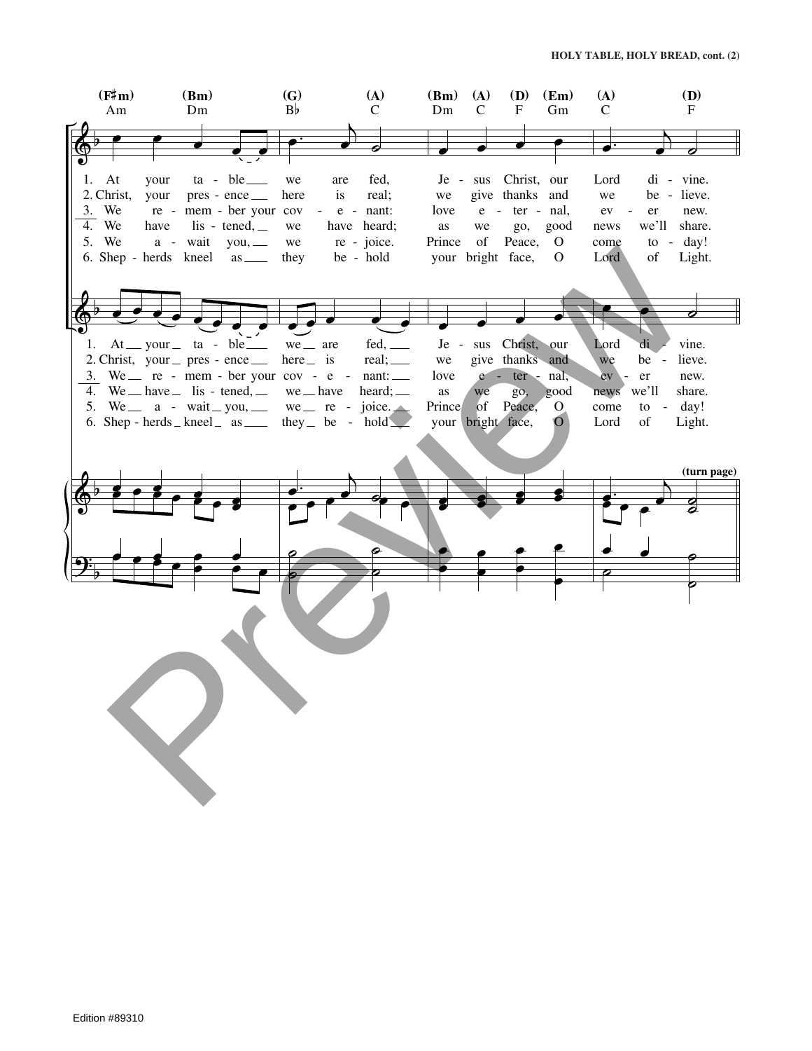(F♯m) Am | (Bm) Dm | (G) B♭ | (A) C | (Bm) Dm | (A) C | (D) F | (Em) Gm | (A) C | (D) F

1. At your ta - ble we are fed, Je - sus Christ, our Lord di - vine.
2. Christ, your pres - ence here is real; we give thanks and we be - lieve.
3. We re - mem - ber your cov - e - nant: love e - ter - nal, ev - er new.
4. We have lis - tened, we have heard; as we go, good news we'll share.
5. We a - wait you, we re - joice. Prince of Peace, O come to - day!
6. Shep - herds kneel as they be - hold your bright face, O Lord of Light.

1. At your ta - ble we are fed, Je - sus Christ, our Lord di - vine.
2. Christ, your pres - ence here is real; we give thanks and we be - lieve.
3. We re - mem - ber your cov - e - nant: love e - ter - nal, ev - er new.
4. We have lis - tened, we have heard; as we go, good news we'll share.
5. We a - wait you, we re - joice. Prince of Peace, O come to - day!
6. Shep - herds kneel as they be - hold your bright face, O Lord of Light.

(turn page)

Edition #89310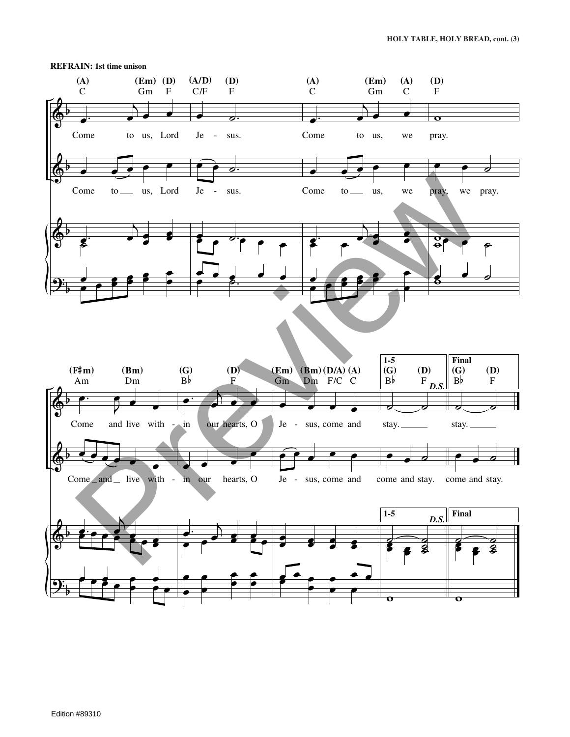**REFRAIN: 1st time unison**

(A) C — (Em) Gm — (D) F — (A/D) C/F — (D) F — (A) C — (Em) Gm — (A) C — (D) F

Come to us, Lord Je - sus. Come to us, we pray.

Come to ___ us, Lord Je - sus. Come to ___ us, we pray, we pray.

(F♯m) Am — (Bm) Dm — (G) B♭ — (D) F — (Em) Gm — (Bm) Dm — (D/A) F/C — (A) C

**1-5** (G) B♭ — (D) F *D.S.*

**Final** (G) B♭ — (D) F

Come and live with - in our hearts, O Je - sus, come and stay. ___ stay. ___

Come _ and _ live with - in our hearts, O Je - sus, come and come and stay. come and stay.

Edition #89310